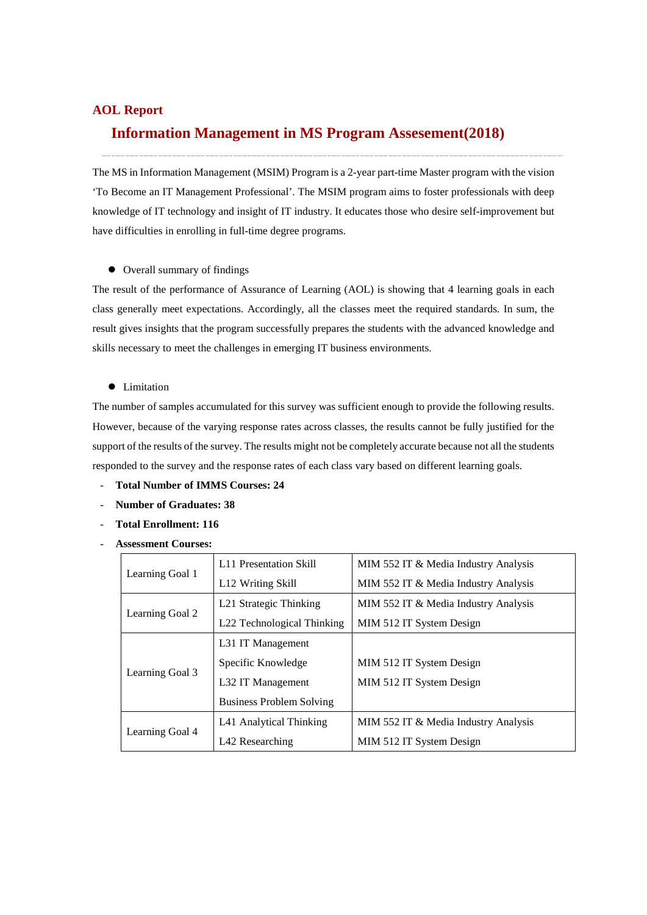## AOL Report

# Information Management in MS Program Assesement(2018)

---

The MS in Information Management (MSIM) Program is a 2-year part-time Master program with the vision 'To Become an IT Management Professional'. The MSIM program aims to foster professionals with deep knowledge of IT technology and insight of IT industry. It educates those who desire self-improvement but have difficulties in enrolling in full-time degree programs.

- Overall summary of findings

The result of the performance of Assurance of Learning (AOL) is showing that 4 learning goals in each class generally meet expectations. Accordingly, all the classes meet the required standards. In sum, the result gives insights that the program successfully prepares the students with the advanced knowledge and skills necessary to meet the challenges in emerging IT business environments.

- Limitation

The number of samples accumulated for this survey was sufficient enough to provide the following results. However, because of the varying response rates across classes, the results cannot be fully justified for the support of the results of the survey. The results might not be completely accurate because not all the students responded to the survey and the response rates of each class vary based on different learning goals.

- **Total Number of IMMS Courses: 24**
- **Number of Graduates: 38**
- **Total Enrollment: 116**
- **Assessment Courses:**

| | | |
|---|---|---|
| Learning Goal 1 | L11 Presentation Skill | MIM 552 IT & Media Industry Analysis |
| | L12 Writing Skill | MIM 552 IT & Media Industry Analysis |
| Learning Goal 2 | L21 Strategic Thinking | MIM 552 IT & Media Industry Analysis |
| | L22 Technological Thinking | MIM 512 IT System Design |
| Learning Goal 3 | L31 IT Management Specific Knowledge | MIM 512 IT System Design |
| | L32 IT Management Business Problem Solving | MIM 512 IT System Design |
| Learning Goal 4 | L41 Analytical Thinking | MIM 552 IT & Media Industry Analysis |
| | L42 Researching | MIM 512 IT System Design |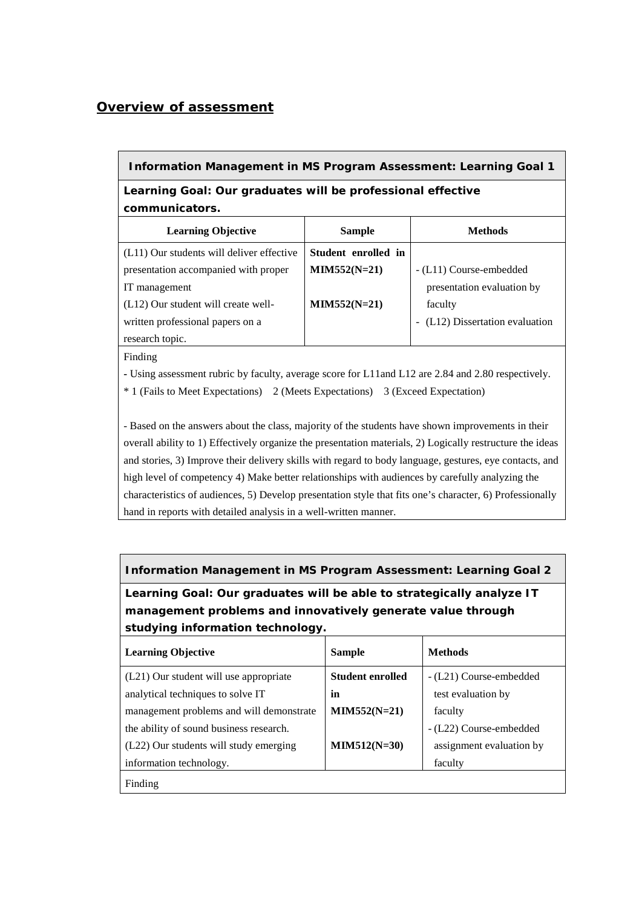## Overview of assessment

| **Information Management in MS Program Assessment: Learning Goal 1** | | |
|---|---|---|
| **Learning Goal: Our graduates will be professional effective communicators.** | | |
| **Learning Objective** | **Sample** | **Methods** |
| (L11) Our students will deliver effective presentation accompanied with proper IT management<br>(L12) Our student will create well-written professional papers on a research topic. | **Student enrolled in MIM552(N=21)**<br><br>**MIM552(N=21)** | - (L11) Course-embedded presentation evaluation by faculty<br>- (L12) Dissertation evaluation |
| Finding<br>- Using assessment rubric by faculty, average score for L11and L12 are 2.84 and 2.80 respectively.<br>* 1 (Fails to Meet Expectations) 2 (Meets Expectations) 3 (Exceed Expectation)<br><br>- Based on the answers about the class, majority of the students have shown improvements in their overall ability to 1) Effectively organize the presentation materials, 2) Logically restructure the ideas and stories, 3) Improve their delivery skills with regard to body language, gestures, eye contacts, and high level of competency 4) Make better relationships with audiences by carefully analyzing the characteristics of audiences, 5) Develop presentation style that fits one's character, 6) Professionally hand in reports with detailed analysis in a well-written manner. | | |

| **Information Management in MS Program Assessment: Learning Goal 2** | | |
|---|---|---|
| **Learning Goal: Our graduates will be able to strategically analyze IT management problems and innovatively generate value through studying information technology.** | | |
| **Learning Objective** | **Sample** | **Methods** |
| (L21) Our student will use appropriate analytical techniques to solve IT management problems and will demonstrate the ability of sound business research.<br>(L22) Our students will study emerging information technology. | **Student enrolled in MIM552(N=21)**<br><br>**MIM512(N=30)** | - (L21) Course-embedded test evaluation by faculty<br>- (L22) Course-embedded assignment evaluation by faculty |
| Finding | | |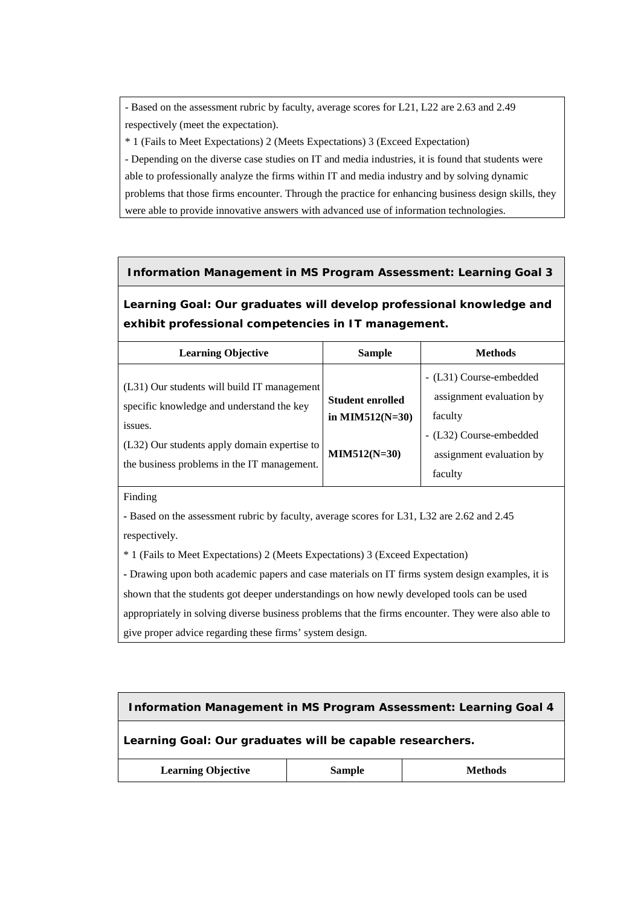- Based on the assessment rubric by faculty, average scores for L21, L22 are 2.63 and 2.49 respectively (meet the expectation).

* 1 (Fails to Meet Expectations) 2 (Meets Expectations) 3 (Exceed Expectation)

- Depending on the diverse case studies on IT and media industries, it is found that students were able to professionally analyze the firms within IT and media industry and by solving dynamic problems that those firms encounter. Through the practice for enhancing business design skills, they were able to provide innovative answers with advanced use of information technologies.

**Information Management in MS Program Assessment: Learning Goal 3**

**Learning Goal: Our graduates will develop professional knowledge and exhibit professional competencies in IT management.**

| Learning Objective | Sample | Methods |
|---|---|---|
| (L31) Our students will build IT management specific knowledge and understand the key issues.<br>(L32) Our students apply domain expertise to the business problems in the IT management. | **Student enrolled in MIM512(N=30)**<br><br>**MIM512(N=30)** | - (L31) Course-embedded assignment evaluation by faculty<br>- (L32) Course-embedded assignment evaluation by faculty |

Finding

- Based on the assessment rubric by faculty, average scores for L31, L32 are 2.62 and 2.45 respectively.

* 1 (Fails to Meet Expectations) 2 (Meets Expectations) 3 (Exceed Expectation)

- Drawing upon both academic papers and case materials on IT firms system design examples, it is shown that the students got deeper understandings on how newly developed tools can be used appropriately in solving diverse business problems that the firms encounter. They were also able to give proper advice regarding these firms' system design.

**Information Management in MS Program Assessment: Learning Goal 4**

**Learning Goal: Our graduates will be capable researchers.**

| Learning Objective | Sample | Methods |
|---|---|---|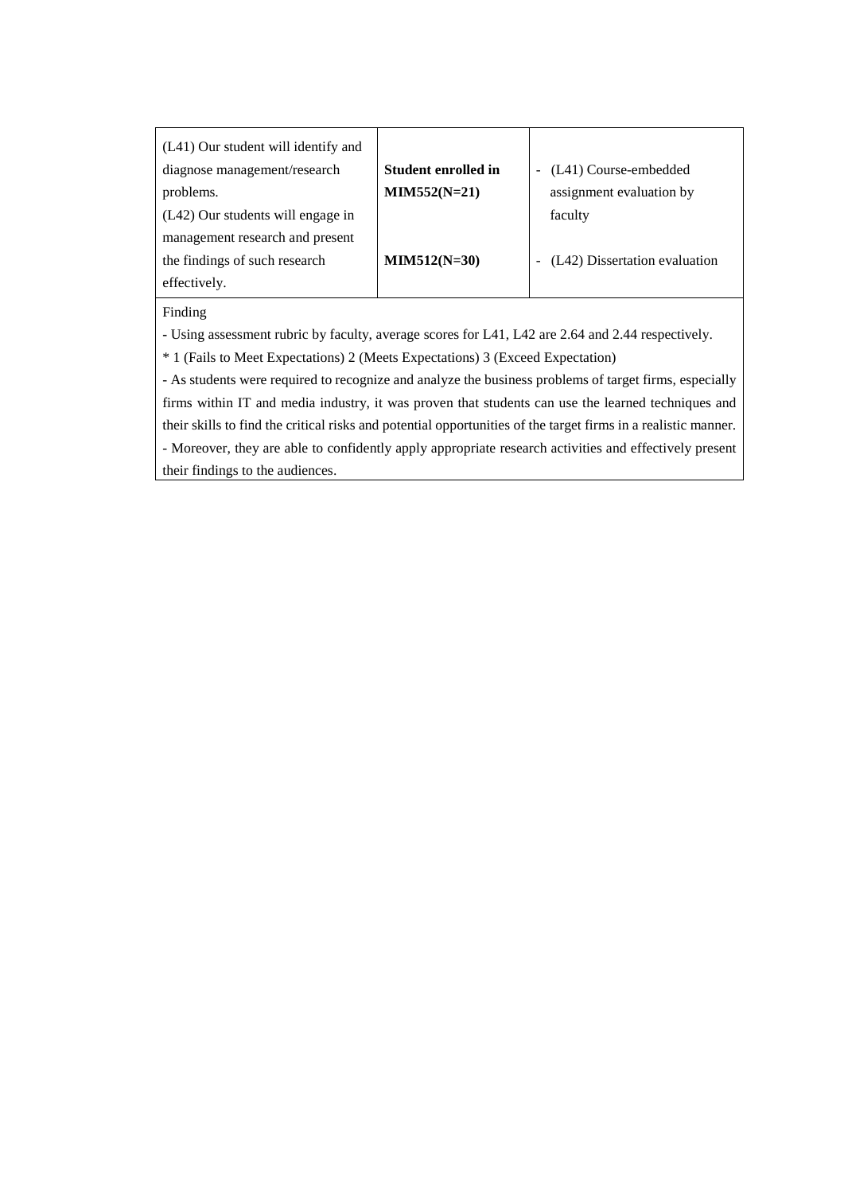| (L41) Our student will identify and diagnose management/research problems.<br>(L42) Our students will engage in management research and present the findings of such research effectively. | **Student enrolled in MIM552(N=21)**<br><br>**MIM512(N=30)** | - (L41) Course-embedded assignment evaluation by faculty<br><br>- (L42) Dissertation evaluation |
|---|---|---|

Finding

- Using assessment rubric by faculty, average scores for L41, L42 are 2.64 and 2.44 respectively.

* 1 (Fails to Meet Expectations) 2 (Meets Expectations) 3 (Exceed Expectation)

- As students were required to recognize and analyze the business problems of target firms, especially firms within IT and media industry, it was proven that students can use the learned techniques and their skills to find the critical risks and potential opportunities of the target firms in a realistic manner.

- Moreover, they are able to confidently apply appropriate research activities and effectively present their findings to the audiences.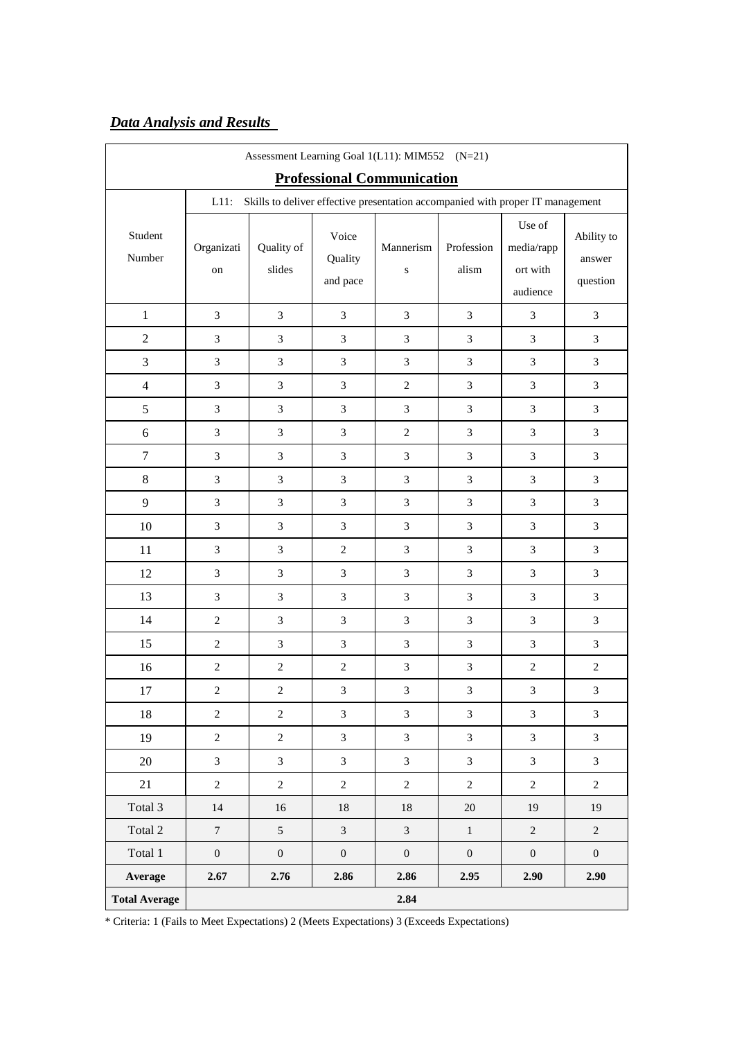***Data Analysis and Results***

| Assessment Learning Goal 1(L11): MIM552 (N=21) | | | | | | | |
|---|---|---|---|---|---|---|---|
| **Professional Communication** | | | | | | | |
| | L11: Skills to deliver effective presentation accompanied with proper IT management | | | | | | |
| Student Number | Organization | Quality of slides | Voice Quality and pace | Mannerisms | Professionalism | Use of media/rapport with audience | Ability to answer question |
| 1 | 3 | 3 | 3 | 3 | 3 | 3 | 3 |
| 2 | 3 | 3 | 3 | 3 | 3 | 3 | 3 |
| 3 | 3 | 3 | 3 | 3 | 3 | 3 | 3 |
| 4 | 3 | 3 | 3 | 2 | 3 | 3 | 3 |
| 5 | 3 | 3 | 3 | 3 | 3 | 3 | 3 |
| 6 | 3 | 3 | 3 | 2 | 3 | 3 | 3 |
| 7 | 3 | 3 | 3 | 3 | 3 | 3 | 3 |
| 8 | 3 | 3 | 3 | 3 | 3 | 3 | 3 |
| 9 | 3 | 3 | 3 | 3 | 3 | 3 | 3 |
| 10 | 3 | 3 | 3 | 3 | 3 | 3 | 3 |
| 11 | 3 | 3 | 2 | 3 | 3 | 3 | 3 |
| 12 | 3 | 3 | 3 | 3 | 3 | 3 | 3 |
| 13 | 3 | 3 | 3 | 3 | 3 | 3 | 3 |
| 14 | 2 | 3 | 3 | 3 | 3 | 3 | 3 |
| 15 | 2 | 3 | 3 | 3 | 3 | 3 | 3 |
| 16 | 2 | 2 | 2 | 3 | 3 | 2 | 2 |
| 17 | 2 | 2 | 3 | 3 | 3 | 3 | 3 |
| 18 | 2 | 2 | 3 | 3 | 3 | 3 | 3 |
| 19 | 2 | 2 | 3 | 3 | 3 | 3 | 3 |
| 20 | 3 | 3 | 3 | 3 | 3 | 3 | 3 |
| 21 | 2 | 2 | 2 | 2 | 2 | 2 | 2 |
| Total 3 | 14 | 16 | 18 | 18 | 20 | 19 | 19 |
| Total 2 | 7 | 5 | 3 | 3 | 1 | 2 | 2 |
| Total 1 | 0 | 0 | 0 | 0 | 0 | 0 | 0 |
| **Average** | **2.67** | **2.76** | **2.86** | **2.86** | **2.95** | **2.90** | **2.90** |
| **Total Average** | **2.84** | | | | | | |

\* Criteria: 1 (Fails to Meet Expectations) 2 (Meets Expectations) 3 (Exceeds Expectations)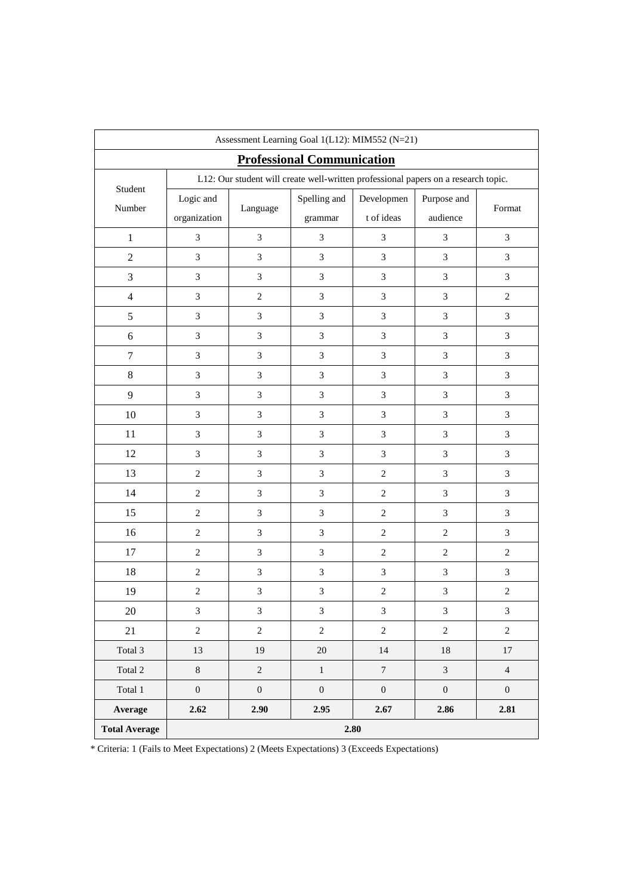| Assessment Learning Goal 1(L12): MIM552 (N=21) | | | | | | |
|---|---|---|---|---|---|---|
| **Professional Communication** | | | | | | |
| Student Number | L12: Our student will create well-written professional papers on a research topic. | | | | | |
| | Logic and organization | Language | Spelling and grammar | Development of ideas | Purpose and audience | Format |
| 1 | 3 | 3 | 3 | 3 | 3 | 3 |
| 2 | 3 | 3 | 3 | 3 | 3 | 3 |
| 3 | 3 | 3 | 3 | 3 | 3 | 3 |
| 4 | 3 | 2 | 3 | 3 | 3 | 2 |
| 5 | 3 | 3 | 3 | 3 | 3 | 3 |
| 6 | 3 | 3 | 3 | 3 | 3 | 3 |
| 7 | 3 | 3 | 3 | 3 | 3 | 3 |
| 8 | 3 | 3 | 3 | 3 | 3 | 3 |
| 9 | 3 | 3 | 3 | 3 | 3 | 3 |
| 10 | 3 | 3 | 3 | 3 | 3 | 3 |
| 11 | 3 | 3 | 3 | 3 | 3 | 3 |
| 12 | 3 | 3 | 3 | 3 | 3 | 3 |
| 13 | 2 | 3 | 3 | 2 | 3 | 3 |
| 14 | 2 | 3 | 3 | 2 | 3 | 3 |
| 15 | 2 | 3 | 3 | 2 | 3 | 3 |
| 16 | 2 | 3 | 3 | 2 | 2 | 3 |
| 17 | 2 | 3 | 3 | 2 | 2 | 2 |
| 18 | 2 | 3 | 3 | 3 | 3 | 3 |
| 19 | 2 | 3 | 3 | 2 | 3 | 2 |
| 20 | 3 | 3 | 3 | 3 | 3 | 3 |
| 21 | 2 | 2 | 2 | 2 | 2 | 2 |
| Total 3 | 13 | 19 | 20 | 14 | 18 | 17 |
| Total 2 | 8 | 2 | 1 | 7 | 3 | 4 |
| Total 1 | 0 | 0 | 0 | 0 | 0 | 0 |
| **Average** | **2.62** | **2.90** | **2.95** | **2.67** | **2.86** | **2.81** |
| **Total Average** | **2.80** | | | | | |

* Criteria: 1 (Fails to Meet Expectations) 2 (Meets Expectations) 3 (Exceeds Expectations)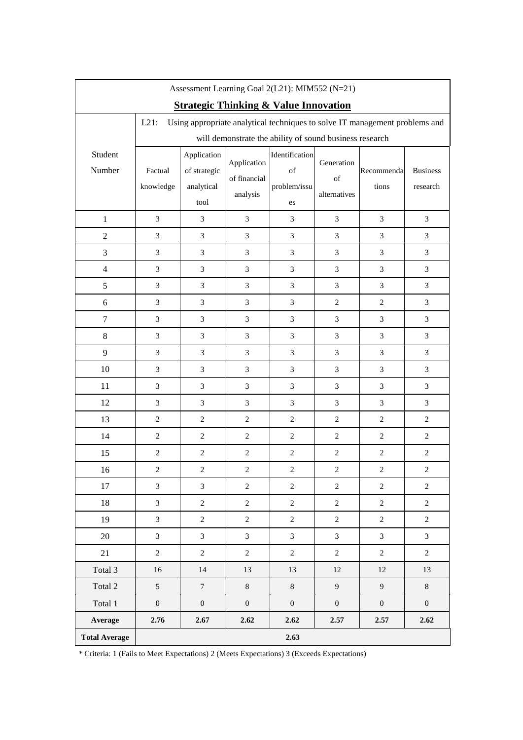| Assessment Learning Goal 2(L21): MIM552 (N=21) | | | | | | | |
|---|---|---|---|---|---|---|---|
| **Strategic Thinking & Value Innovation** | | | | | | | |
| Student Number | L21: Using appropriate analytical techniques to solve IT management problems and will demonstrate the ability of sound business research | | | | | | |
| | Factual knowledge | Application of strategic analytical tool | Application of financial analysis | Identification of problem/issues | Generation of alternatives | Recommendations | Business research |
| 1 | 3 | 3 | 3 | 3 | 3 | 3 | 3 |
| 2 | 3 | 3 | 3 | 3 | 3 | 3 | 3 |
| 3 | 3 | 3 | 3 | 3 | 3 | 3 | 3 |
| 4 | 3 | 3 | 3 | 3 | 3 | 3 | 3 |
| 5 | 3 | 3 | 3 | 3 | 3 | 3 | 3 |
| 6 | 3 | 3 | 3 | 3 | 2 | 2 | 3 |
| 7 | 3 | 3 | 3 | 3 | 3 | 3 | 3 |
| 8 | 3 | 3 | 3 | 3 | 3 | 3 | 3 |
| 9 | 3 | 3 | 3 | 3 | 3 | 3 | 3 |
| 10 | 3 | 3 | 3 | 3 | 3 | 3 | 3 |
| 11 | 3 | 3 | 3 | 3 | 3 | 3 | 3 |
| 12 | 3 | 3 | 3 | 3 | 3 | 3 | 3 |
| 13 | 2 | 2 | 2 | 2 | 2 | 2 | 2 |
| 14 | 2 | 2 | 2 | 2 | 2 | 2 | 2 |
| 15 | 2 | 2 | 2 | 2 | 2 | 2 | 2 |
| 16 | 2 | 2 | 2 | 2 | 2 | 2 | 2 |
| 17 | 3 | 3 | 2 | 2 | 2 | 2 | 2 |
| 18 | 3 | 2 | 2 | 2 | 2 | 2 | 2 |
| 19 | 3 | 2 | 2 | 2 | 2 | 2 | 2 |
| 20 | 3 | 3 | 3 | 3 | 3 | 3 | 3 |
| 21 | 2 | 2 | 2 | 2 | 2 | 2 | 2 |
| Total 3 | 16 | 14 | 13 | 13 | 12 | 12 | 13 |
| Total 2 | 5 | 7 | 8 | 8 | 9 | 9 | 8 |
| Total 1 | 0 | 0 | 0 | 0 | 0 | 0 | 0 |
| **Average** | **2.76** | **2.67** | **2.62** | **2.62** | **2.57** | **2.57** | **2.62** |
| **Total Average** | **2.63** | | | | | | |

* Criteria: 1 (Fails to Meet Expectations) 2 (Meets Expectations) 3 (Exceeds Expectations)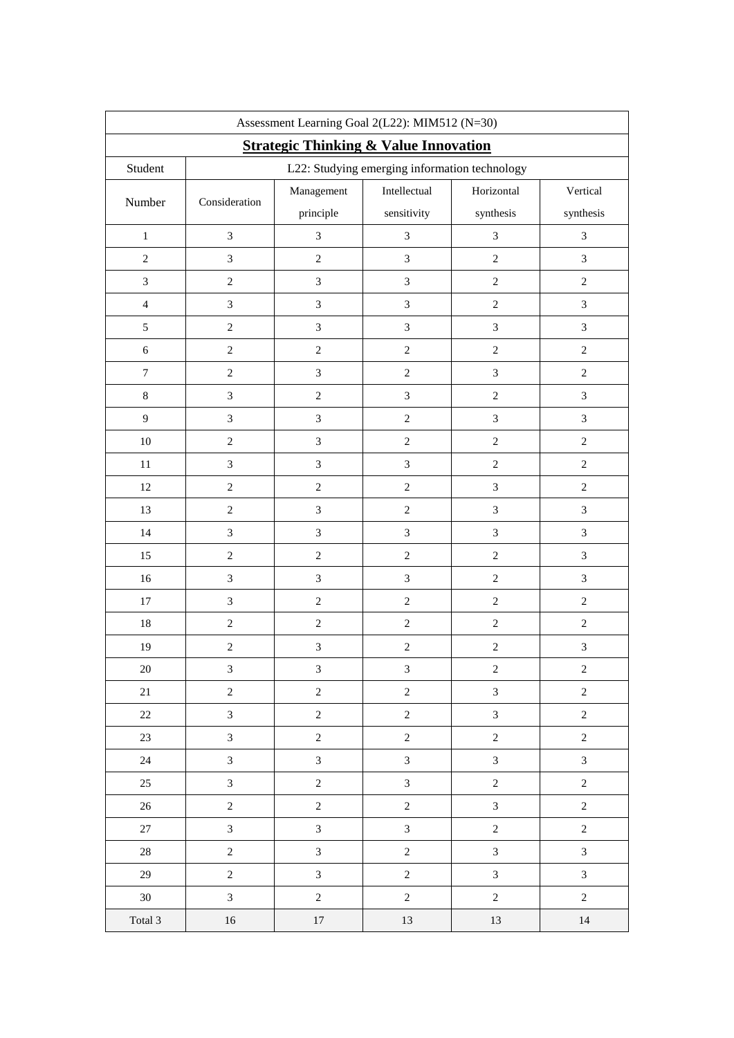| Assessment Learning Goal 2(L22): MIM512 (N=30) | | | | | |
|---|---|---|---|---|---|
| **Strategic Thinking & Value Innovation** | | | | | |
| Student | L22: Studying emerging information technology | | | | |
| Number | Consideration | Management principle | Intellectual sensitivity | Horizontal synthesis | Vertical synthesis |
| 1 | 3 | 3 | 3 | 3 | 3 |
| 2 | 3 | 2 | 3 | 2 | 3 |
| 3 | 2 | 3 | 3 | 2 | 2 |
| 4 | 3 | 3 | 3 | 2 | 3 |
| 5 | 2 | 3 | 3 | 3 | 3 |
| 6 | 2 | 2 | 2 | 2 | 2 |
| 7 | 2 | 3 | 2 | 3 | 2 |
| 8 | 3 | 2 | 3 | 2 | 3 |
| 9 | 3 | 3 | 2 | 3 | 3 |
| 10 | 2 | 3 | 2 | 2 | 2 |
| 11 | 3 | 3 | 3 | 2 | 2 |
| 12 | 2 | 2 | 2 | 3 | 2 |
| 13 | 2 | 3 | 2 | 3 | 3 |
| 14 | 3 | 3 | 3 | 3 | 3 |
| 15 | 2 | 2 | 2 | 2 | 3 |
| 16 | 3 | 3 | 3 | 2 | 3 |
| 17 | 3 | 2 | 2 | 2 | 2 |
| 18 | 2 | 2 | 2 | 2 | 2 |
| 19 | 2 | 3 | 2 | 2 | 3 |
| 20 | 3 | 3 | 3 | 2 | 2 |
| 21 | 2 | 2 | 2 | 3 | 2 |
| 22 | 3 | 2 | 2 | 3 | 2 |
| 23 | 3 | 2 | 2 | 2 | 2 |
| 24 | 3 | 3 | 3 | 3 | 3 |
| 25 | 3 | 2 | 3 | 2 | 2 |
| 26 | 2 | 2 | 2 | 3 | 2 |
| 27 | 3 | 3 | 3 | 2 | 2 |
| 28 | 2 | 3 | 2 | 3 | 3 |
| 29 | 2 | 3 | 2 | 3 | 3 |
| 30 | 3 | 2 | 2 | 2 | 2 |
| Total 3 | 16 | 17 | 13 | 13 | 14 |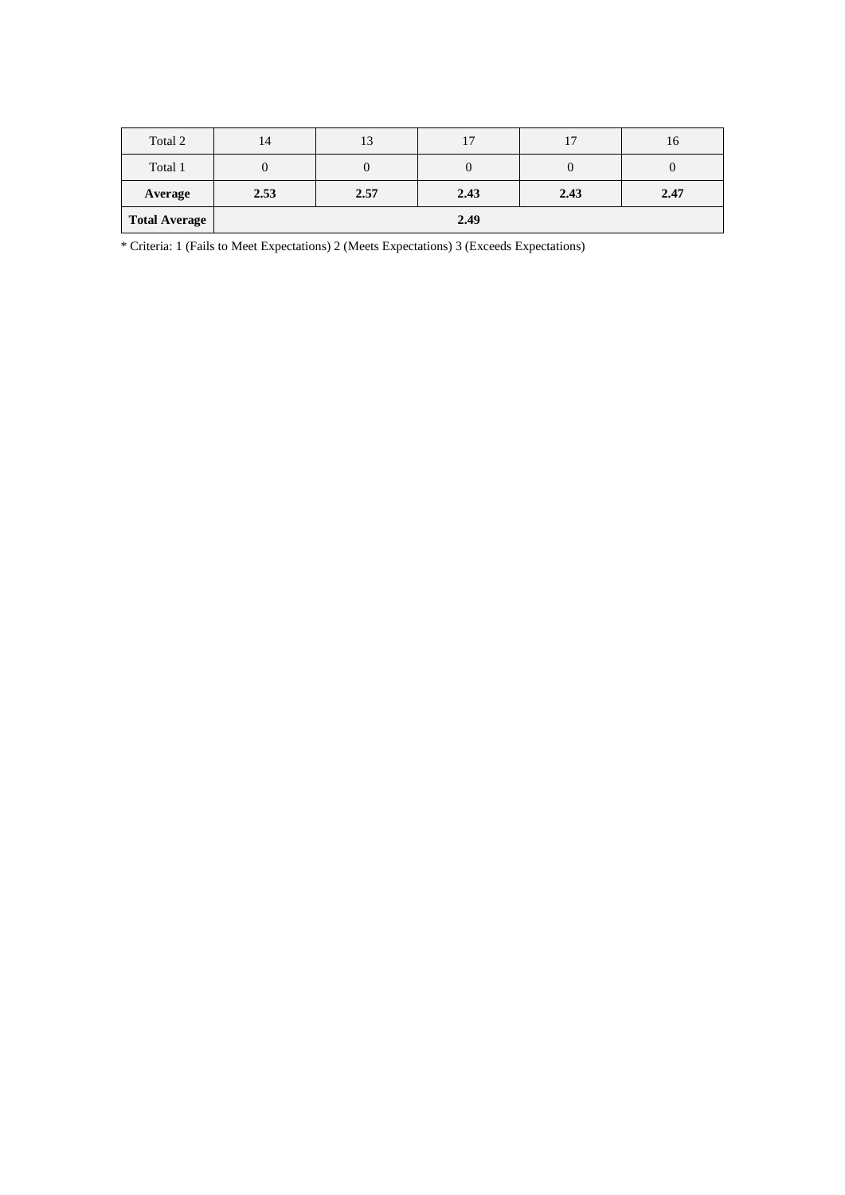| Total 2 | 14 | 13 | 17 | 17 | 16 |
|---|---|---|---|---|---|
| Total 1 | 0 | 0 | 0 | 0 | 0 |
| **Average** | **2.53** | **2.57** | **2.43** | **2.43** | **2.47** |
| **Total Average** | **2.49** | | | | |

* Criteria: 1 (Fails to Meet Expectations) 2 (Meets Expectations) 3 (Exceeds Expectations)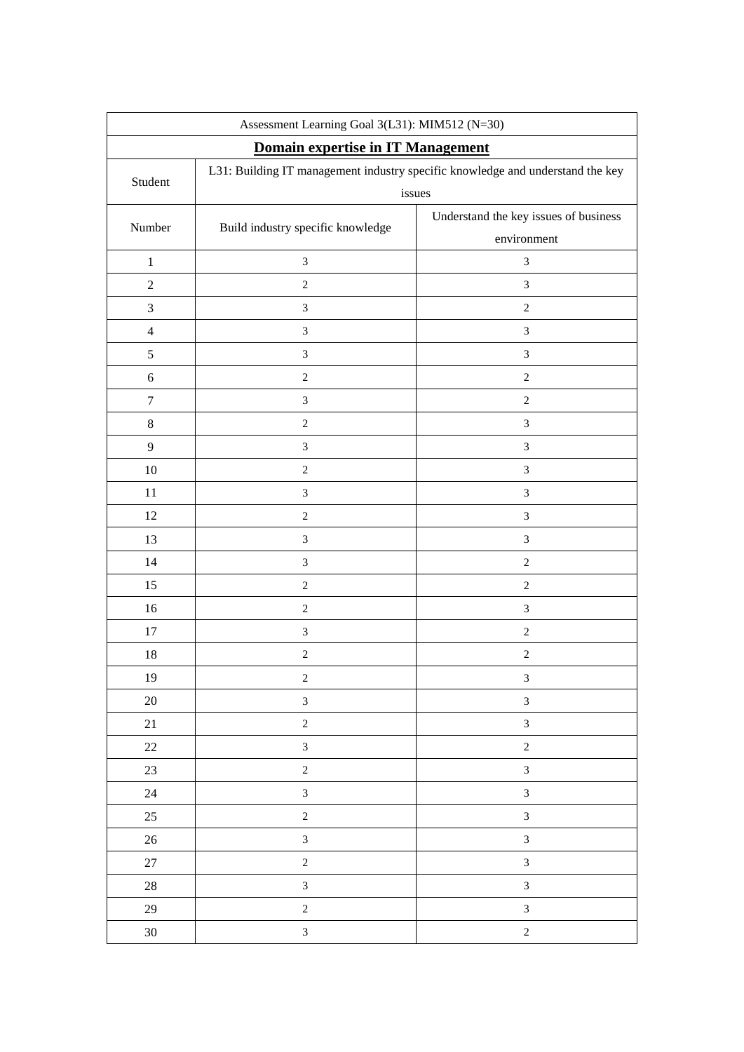| Assessment Learning Goal 3(L31): MIM512 (N=30) | | |
|---|---|---|
| **Domain expertise in IT Management** | | |
| Student | L31: Building IT management industry specific knowledge and understand the key issues | |
| Number | Build industry specific knowledge | Understand the key issues of business environment |
| 1 | 3 | 3 |
| 2 | 2 | 3 |
| 3 | 3 | 2 |
| 4 | 3 | 3 |
| 5 | 3 | 3 |
| 6 | 2 | 2 |
| 7 | 3 | 2 |
| 8 | 2 | 3 |
| 9 | 3 | 3 |
| 10 | 2 | 3 |
| 11 | 3 | 3 |
| 12 | 2 | 3 |
| 13 | 3 | 3 |
| 14 | 3 | 2 |
| 15 | 2 | 2 |
| 16 | 2 | 3 |
| 17 | 3 | 2 |
| 18 | 2 | 2 |
| 19 | 2 | 3 |
| 20 | 3 | 3 |
| 21 | 2 | 3 |
| 22 | 3 | 2 |
| 23 | 2 | 3 |
| 24 | 3 | 3 |
| 25 | 2 | 3 |
| 26 | 3 | 3 |
| 27 | 2 | 3 |
| 28 | 3 | 3 |
| 29 | 2 | 3 |
| 30 | 3 | 2 |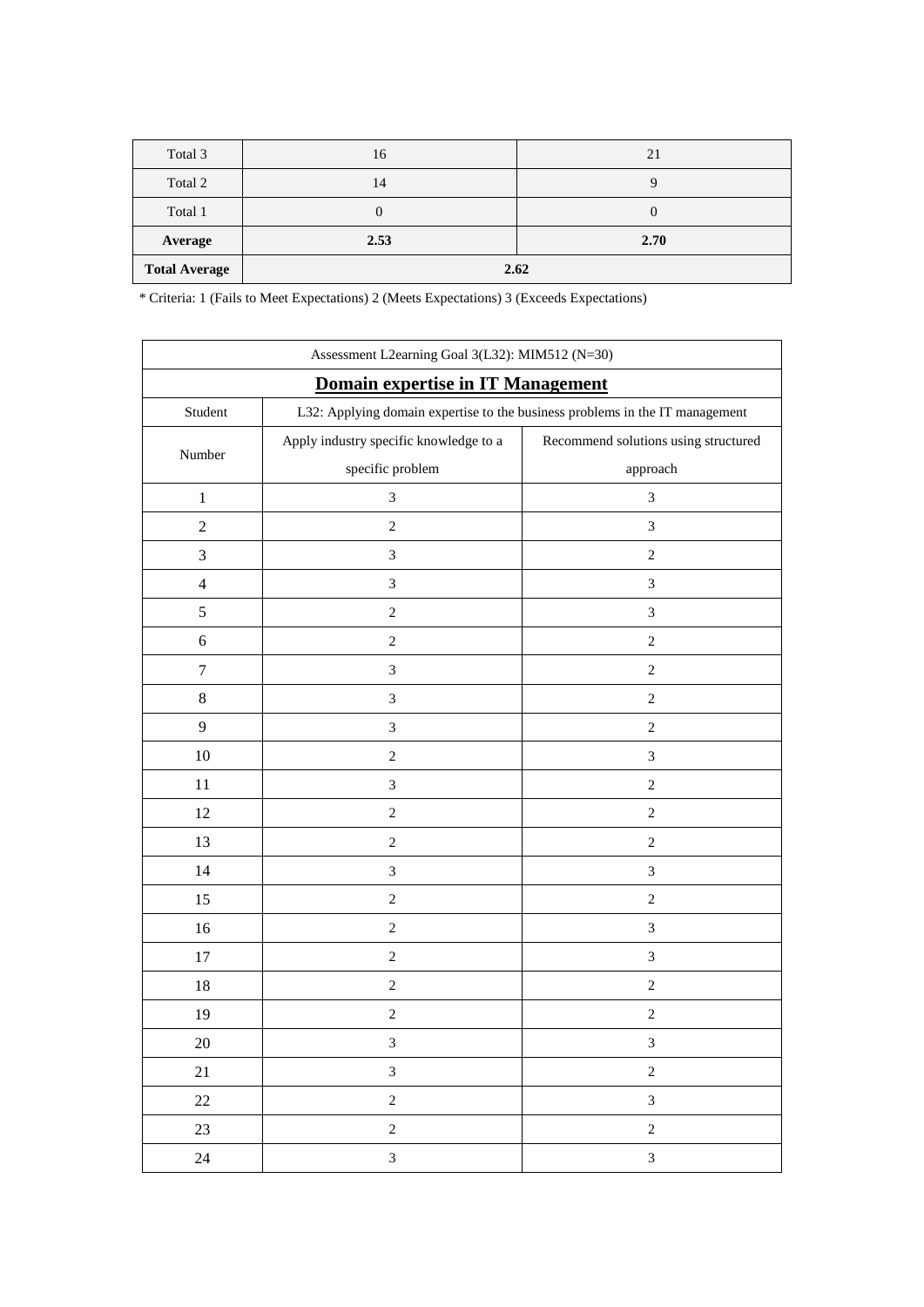| Total 3 | 16 | 21 |
|---|---|---|
| Total 2 | 14 | 9 |
| Total 1 | 0 | 0 |
| **Average** | **2.53** | **2.70** |
| **Total Average** | **2.62** | |

* Criteria: 1 (Fails to Meet Expectations) 2 (Meets Expectations) 3 (Exceeds Expectations)

| Assessment L2earning Goal 3(L32): MIM512 (N=30) | | |
|---|---|---|
| **Domain expertise in IT Management** | | |
| Student | L32: Applying domain expertise to the business problems in the IT management | |
| Number | Apply industry specific knowledge to a specific problem | Recommend solutions using structured approach |
| 1 | 3 | 3 |
| 2 | 2 | 3 |
| 3 | 3 | 2 |
| 4 | 3 | 3 |
| 5 | 2 | 3 |
| 6 | 2 | 2 |
| 7 | 3 | 2 |
| 8 | 3 | 2 |
| 9 | 3 | 2 |
| 10 | 2 | 3 |
| 11 | 3 | 2 |
| 12 | 2 | 2 |
| 13 | 2 | 2 |
| 14 | 3 | 3 |
| 15 | 2 | 2 |
| 16 | 2 | 3 |
| 17 | 2 | 3 |
| 18 | 2 | 2 |
| 19 | 2 | 2 |
| 20 | 3 | 3 |
| 21 | 3 | 2 |
| 22 | 2 | 3 |
| 23 | 2 | 2 |
| 24 | 3 | 3 |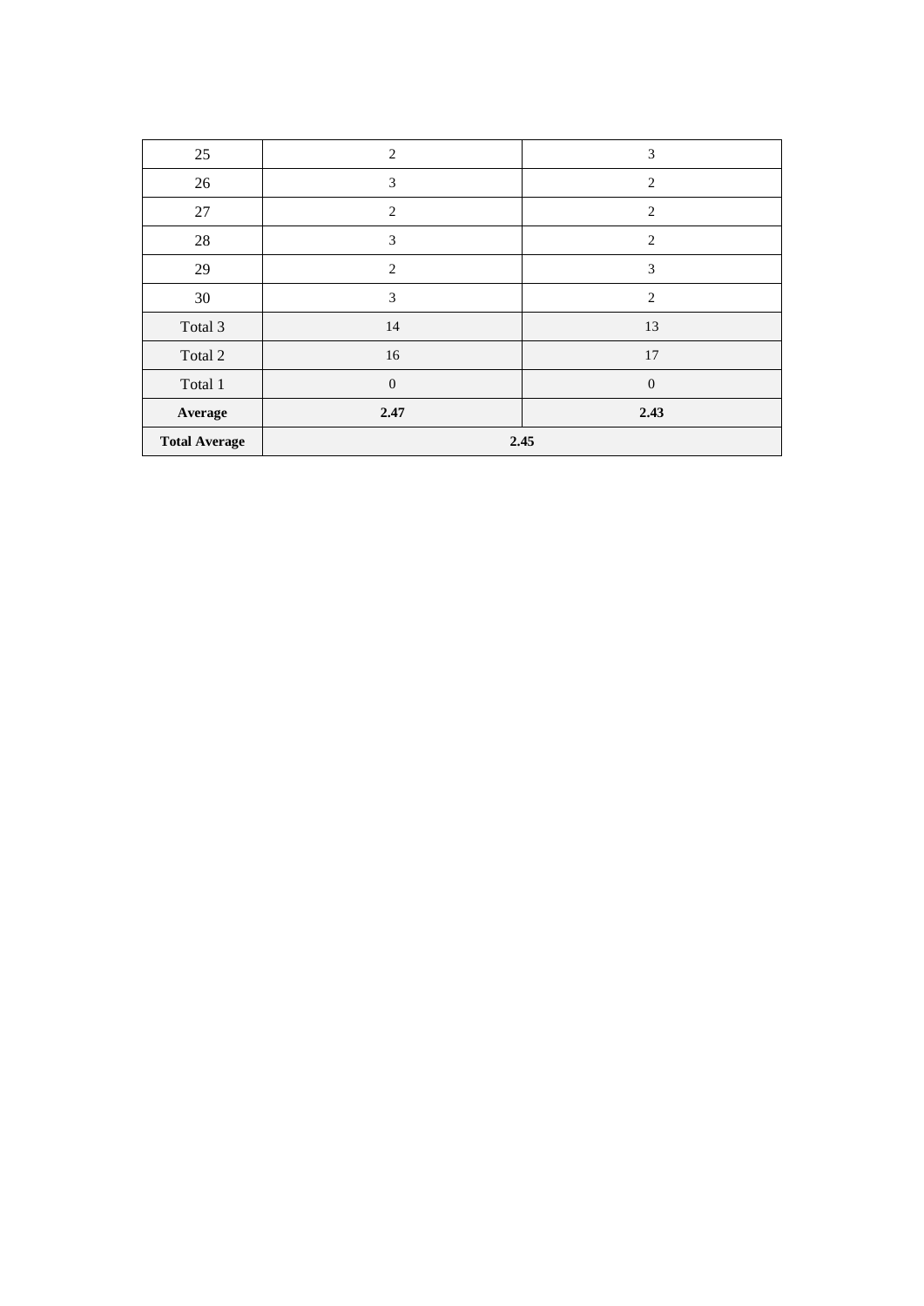| 25 | 2 | 3 |
|---|---|---|
| 26 | 3 | 2 |
| 27 | 2 | 2 |
| 28 | 3 | 2 |
| 29 | 2 | 3 |
| 30 | 3 | 2 |
| Total 3 | 14 | 13 |
| Total 2 | 16 | 17 |
| Total 1 | 0 | 0 |
| **Average** | **2.47** | **2.43** |
| **Total Average** | **2.45** | |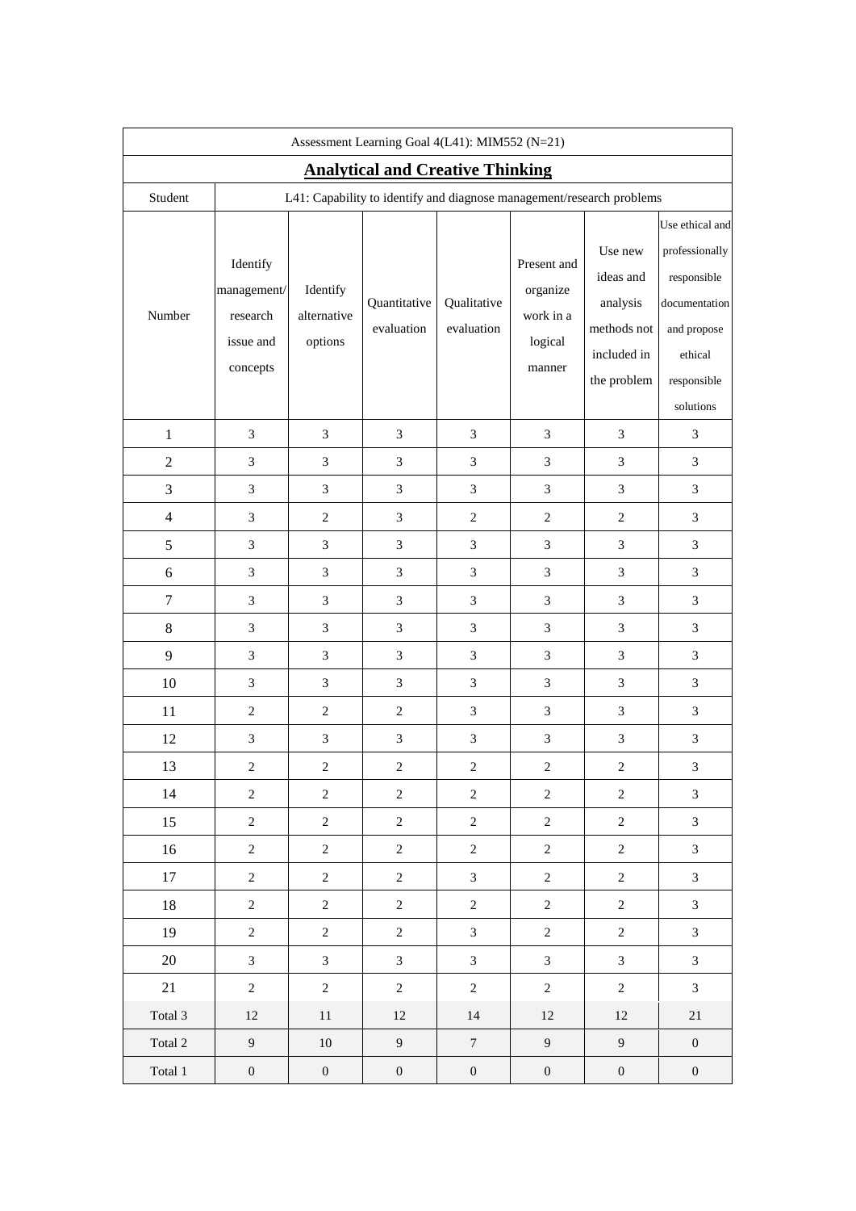| Assessment Learning Goal 4(L41): MIM552 (N=21) | | | | | | | |
|---|---|---|---|---|---|---|---|
| **Analytical and Creative Thinking** | | | | | | | |
| Student | L41: Capability to identify and diagnose management/research problems | | | | | | |
| Number | Identify management/ research issue and concepts | Identify alternative options | Quantitative evaluation | Qualitative evaluation | Present and organize work in a logical manner | Use new ideas and analysis methods not included in the problem | Use ethical and professionally responsible documentation and propose ethical responsible solutions |
| 1 | 3 | 3 | 3 | 3 | 3 | 3 | 3 |
| 2 | 3 | 3 | 3 | 3 | 3 | 3 | 3 |
| 3 | 3 | 3 | 3 | 3 | 3 | 3 | 3 |
| 4 | 3 | 2 | 3 | 2 | 2 | 2 | 3 |
| 5 | 3 | 3 | 3 | 3 | 3 | 3 | 3 |
| 6 | 3 | 3 | 3 | 3 | 3 | 3 | 3 |
| 7 | 3 | 3 | 3 | 3 | 3 | 3 | 3 |
| 8 | 3 | 3 | 3 | 3 | 3 | 3 | 3 |
| 9 | 3 | 3 | 3 | 3 | 3 | 3 | 3 |
| 10 | 3 | 3 | 3 | 3 | 3 | 3 | 3 |
| 11 | 2 | 2 | 2 | 3 | 3 | 3 | 3 |
| 12 | 3 | 3 | 3 | 3 | 3 | 3 | 3 |
| 13 | 2 | 2 | 2 | 2 | 2 | 2 | 3 |
| 14 | 2 | 2 | 2 | 2 | 2 | 2 | 3 |
| 15 | 2 | 2 | 2 | 2 | 2 | 2 | 3 |
| 16 | 2 | 2 | 2 | 2 | 2 | 2 | 3 |
| 17 | 2 | 2 | 2 | 3 | 2 | 2 | 3 |
| 18 | 2 | 2 | 2 | 2 | 2 | 2 | 3 |
| 19 | 2 | 2 | 2 | 3 | 2 | 2 | 3 |
| 20 | 3 | 3 | 3 | 3 | 3 | 3 | 3 |
| 21 | 2 | 2 | 2 | 2 | 2 | 2 | 3 |
| Total 3 | 12 | 11 | 12 | 14 | 12 | 12 | 21 |
| Total 2 | 9 | 10 | 9 | 7 | 9 | 9 | 0 |
| Total 1 | 0 | 0 | 0 | 0 | 0 | 0 | 0 |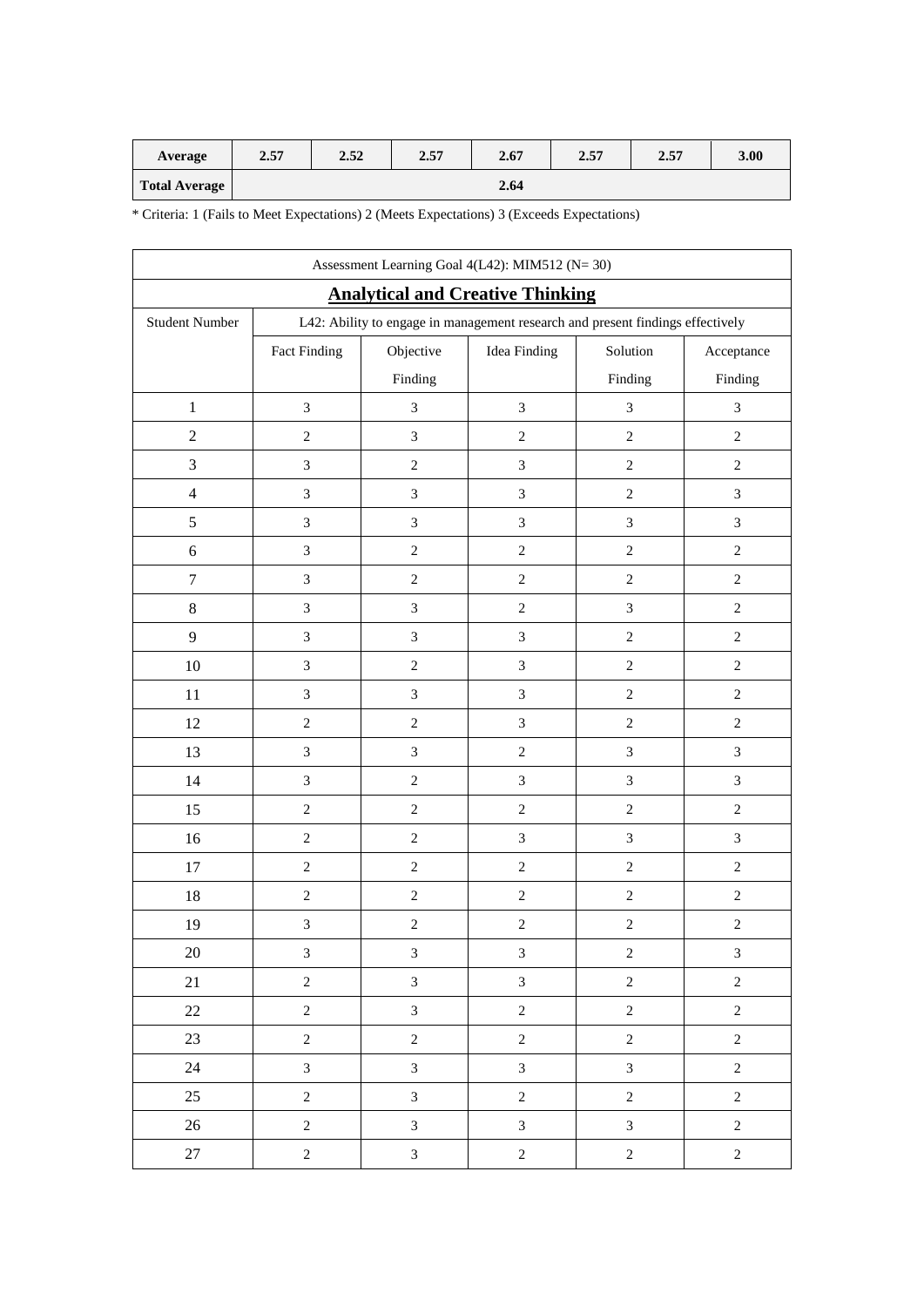| Average | 2.57 | 2.52 | 2.57 | 2.67 | 2.57 | 2.57 | 3.00 |
|---|---|---|---|---|---|---|---|
| Total Average | 2.64 | | | | | | |

* Criteria: 1 (Fails to Meet Expectations) 2 (Meets Expectations) 3 (Exceeds Expectations)

| Assessment Learning Goal 4(L42): MIM512 (N= 30) | | | | | |
|---|---|---|---|---|---|
| **Analytical and Creative Thinking** | | | | | |
| Student Number | L42: Ability to engage in management research and present findings effectively | | | | |
| | Fact Finding | Objective Finding | Idea Finding | Solution Finding | Acceptance Finding |
| 1 | 3 | 3 | 3 | 3 | 3 |
| 2 | 2 | 3 | 2 | 2 | 2 |
| 3 | 3 | 2 | 3 | 2 | 2 |
| 4 | 3 | 3 | 3 | 2 | 3 |
| 5 | 3 | 3 | 3 | 3 | 3 |
| 6 | 3 | 2 | 2 | 2 | 2 |
| 7 | 3 | 2 | 2 | 2 | 2 |
| 8 | 3 | 3 | 2 | 3 | 2 |
| 9 | 3 | 3 | 3 | 2 | 2 |
| 10 | 3 | 2 | 3 | 2 | 2 |
| 11 | 3 | 3 | 3 | 2 | 2 |
| 12 | 2 | 2 | 3 | 2 | 2 |
| 13 | 3 | 3 | 2 | 3 | 3 |
| 14 | 3 | 2 | 3 | 3 | 3 |
| 15 | 2 | 2 | 2 | 2 | 2 |
| 16 | 2 | 2 | 3 | 3 | 3 |
| 17 | 2 | 2 | 2 | 2 | 2 |
| 18 | 2 | 2 | 2 | 2 | 2 |
| 19 | 3 | 2 | 2 | 2 | 2 |
| 20 | 3 | 3 | 3 | 2 | 3 |
| 21 | 2 | 3 | 3 | 2 | 2 |
| 22 | 2 | 3 | 2 | 2 | 2 |
| 23 | 2 | 2 | 2 | 2 | 2 |
| 24 | 3 | 3 | 3 | 3 | 2 |
| 25 | 2 | 3 | 2 | 2 | 2 |
| 26 | 2 | 3 | 3 | 3 | 2 |
| 27 | 2 | 3 | 2 | 2 | 2 |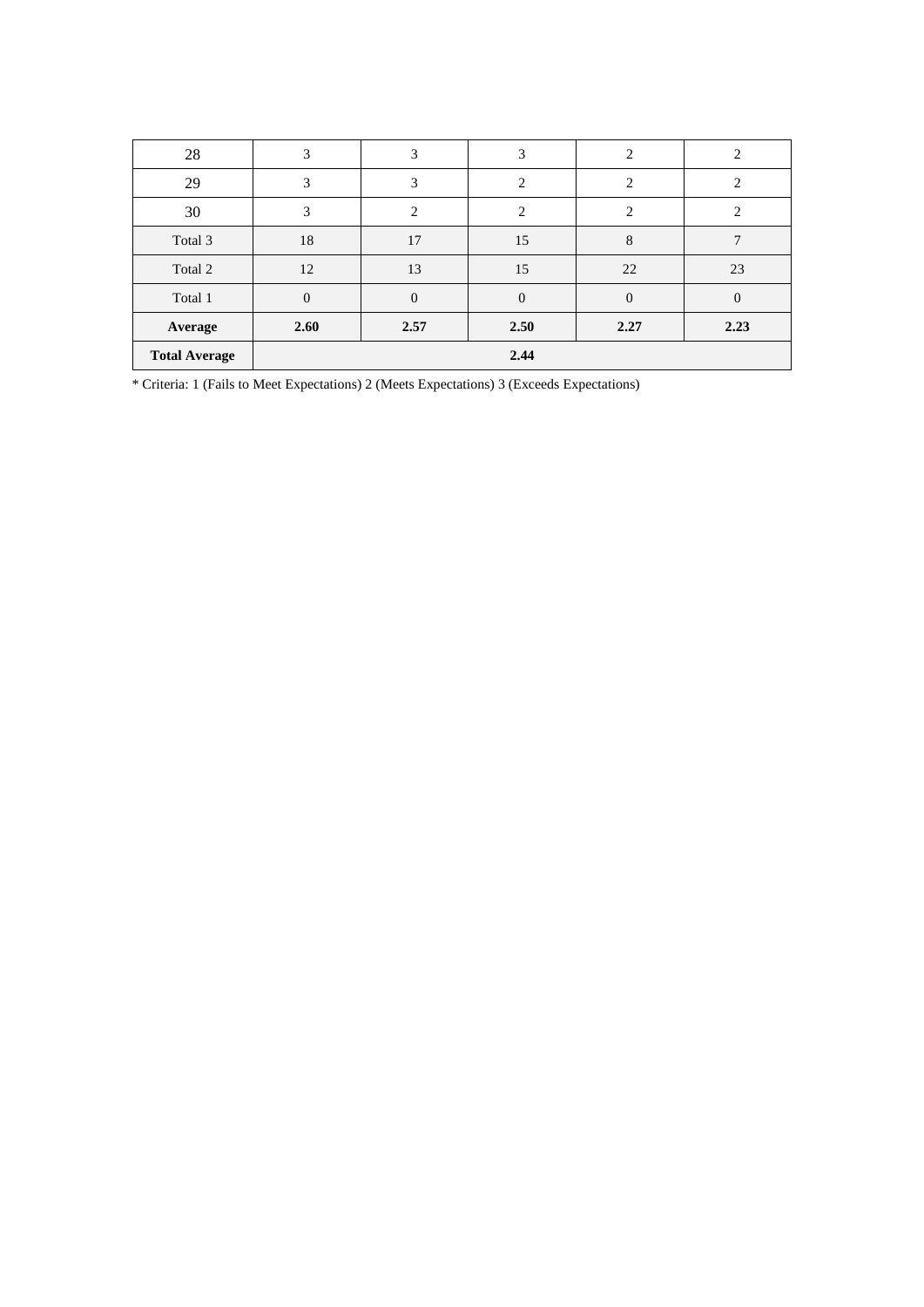| | | | | | |
|---|---|---|---|---|---|
| 28 | 3 | 3 | 3 | 2 | 2 |
| 29 | 3 | 3 | 2 | 2 | 2 |
| 30 | 3 | 2 | 2 | 2 | 2 |
| Total 3 | 18 | 17 | 15 | 8 | 7 |
| Total 2 | 12 | 13 | 15 | 22 | 23 |
| Total 1 | 0 | 0 | 0 | 0 | 0 |
| **Average** | **2.60** | **2.57** | **2.50** | **2.27** | **2.23** |
| **Total Average** | **2.44** | | | | |

* Criteria: 1 (Fails to Meet Expectations) 2 (Meets Expectations) 3 (Exceeds Expectations)